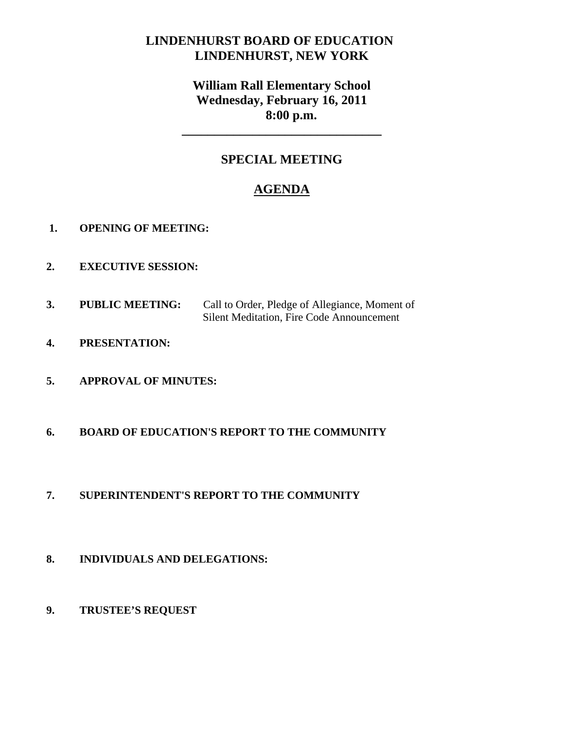# LINDENHURST BOARD OF EDUCATION
# LINDENHURST, NEW YORK

## William Rall Elementary School
## Wednesday, February 16, 2011
## 8:00 p.m.

---

## SPECIAL MEETING

## AGENDA

1. **OPENING OF MEETING:**

2. **EXECUTIVE SESSION:**

3. **PUBLIC MEETING:** Call to Order, Pledge of Allegiance, Moment of Silent Meditation, Fire Code Announcement

4. **PRESENTATION:**

5. **APPROVAL OF MINUTES:**

6. **BOARD OF EDUCATION'S REPORT TO THE COMMUNITY**

7. **SUPERINTENDENT'S REPORT TO THE COMMUNITY**

8. **INDIVIDUALS AND DELEGATIONS:**

9. **TRUSTEE'S REQUEST**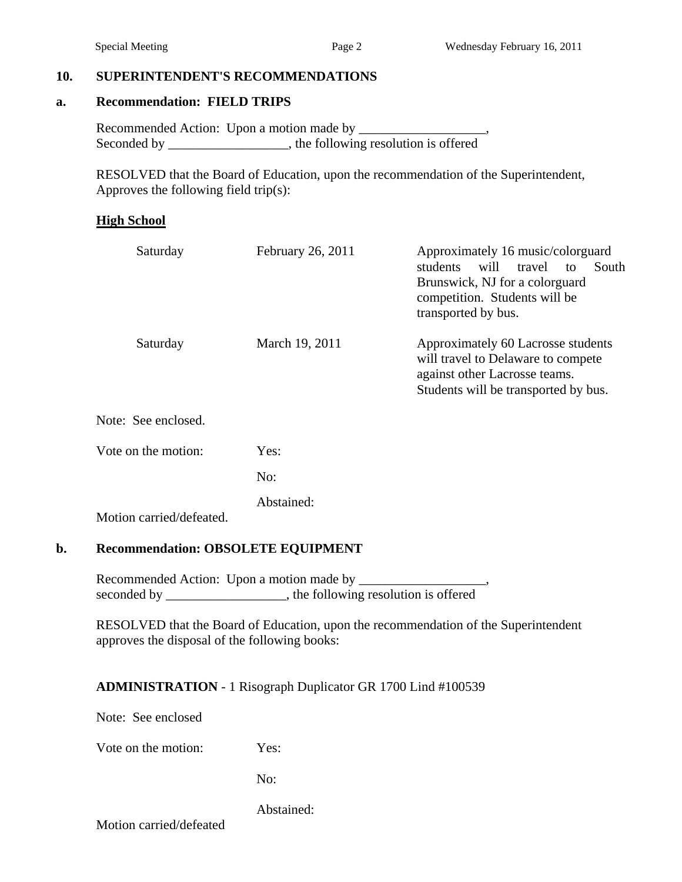## 10. SUPERINTENDENT'S RECOMMENDATIONS

### a. Recommendation: FIELD TRIPS

Recommended Action: Upon a motion made by ___________________,
Seconded by __________________, the following resolution is offered

RESOLVED that the Board of Education, upon the recommendation of the Superintendent, Approves the following field trip(s):

**High School**

| | | |
|---|---|---|
| Saturday | February 26, 2011 | Approximately 16 music/colorguard students will travel to South Brunswick, NJ for a colorguard competition. Students will be transported by bus. |
| Saturday | March 19, 2011 | Approximately 60 Lacrosse students will travel to Delaware to compete against other Lacrosse teams. Students will be transported by bus. |

Note: See enclosed.

Vote on the motion: Yes:

No:

Abstained:

Motion carried/defeated.

### b. Recommendation: OBSOLETE EQUIPMENT

Recommended Action: Upon a motion made by ___________________,
seconded by __________________, the following resolution is offered

RESOLVED that the Board of Education, upon the recommendation of the Superintendent approves the disposal of the following books:

**ADMINISTRATION** - 1 Risograph Duplicator GR 1700 Lind #100539

Note: See enclosed

Vote on the motion: Yes:

No:

Abstained:

Motion carried/defeated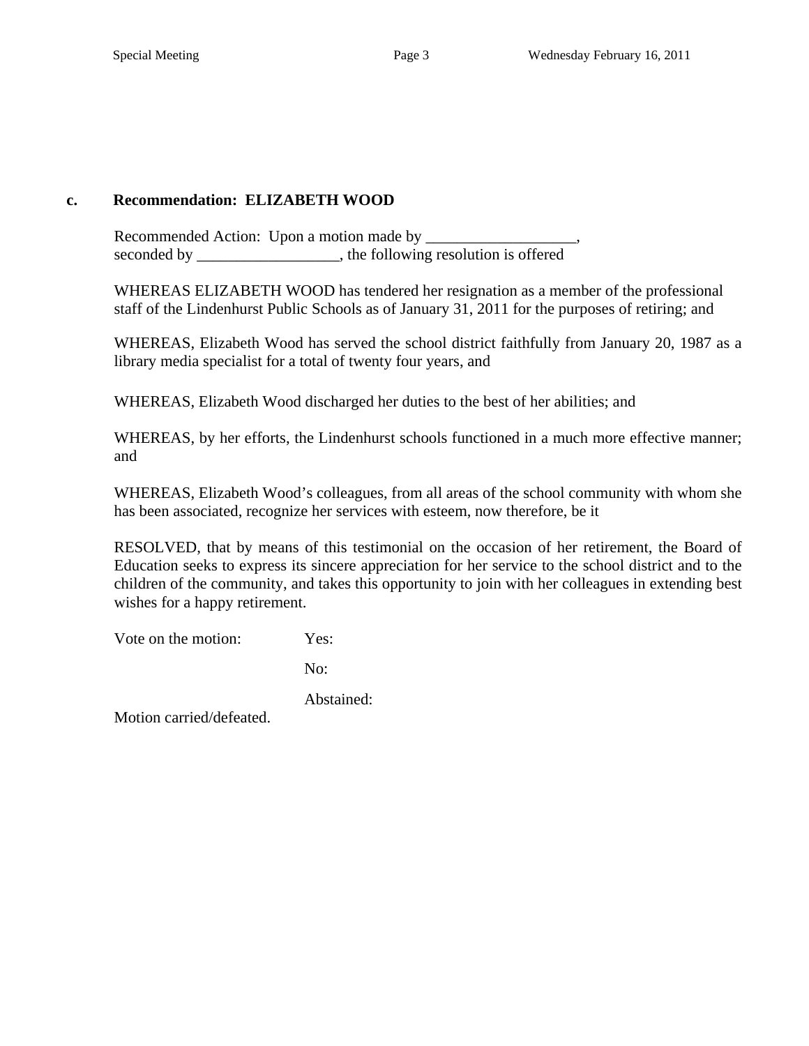**c. Recommendation: ELIZABETH WOOD**

Recommended Action: Upon a motion made by ___________________, seconded by __________________, the following resolution is offered

WHEREAS ELIZABETH WOOD has tendered her resignation as a member of the professional staff of the Lindenhurst Public Schools as of January 31, 2011 for the purposes of retiring; and

WHEREAS, Elizabeth Wood has served the school district faithfully from January 20, 1987 as a library media specialist for a total of twenty four years, and

WHEREAS, Elizabeth Wood discharged her duties to the best of her abilities; and

WHEREAS, by her efforts, the Lindenhurst schools functioned in a much more effective manner; and

WHEREAS, Elizabeth Wood's colleagues, from all areas of the school community with whom she has been associated, recognize her services with esteem, now therefore, be it

RESOLVED, that by means of this testimonial on the occasion of her retirement, the Board of Education seeks to express its sincere appreciation for her service to the school district and to the children of the community, and takes this opportunity to join with her colleagues in extending best wishes for a happy retirement.

Vote on the motion: Yes:

No:

Abstained:

Motion carried/defeated.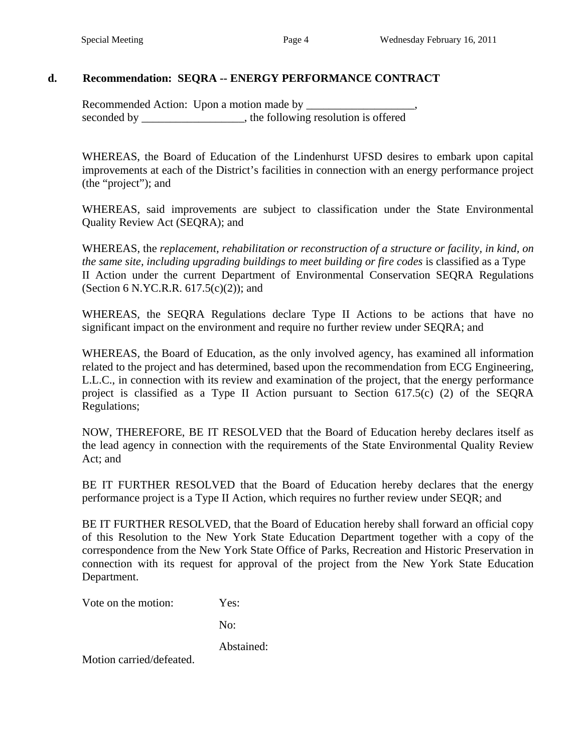## d. Recommendation: SEQRA -- ENERGY PERFORMANCE CONTRACT

Recommended Action: Upon a motion made by ___________________, seconded by __________________, the following resolution is offered

WHEREAS, the Board of Education of the Lindenhurst UFSD desires to embark upon capital improvements at each of the District's facilities in connection with an energy performance project (the "project"); and

WHEREAS, said improvements are subject to classification under the State Environmental Quality Review Act (SEQRA); and

WHEREAS, the *replacement, rehabilitation or reconstruction of a structure or facility, in kind, on the same site, including upgrading buildings to meet building or fire codes* is classified as a Type II Action under the current Department of Environmental Conservation SEQRA Regulations (Section 6 N.YC.R.R. 617.5(c)(2)); and

WHEREAS, the SEQRA Regulations declare Type II Actions to be actions that have no significant impact on the environment and require no further review under SEQRA; and

WHEREAS, the Board of Education, as the only involved agency, has examined all information related to the project and has determined, based upon the recommendation from ECG Engineering, L.L.C., in connection with its review and examination of the project, that the energy performance project is classified as a Type II Action pursuant to Section 617.5(c) (2) of the SEQRA Regulations;

NOW, THEREFORE, BE IT RESOLVED that the Board of Education hereby declares itself as the lead agency in connection with the requirements of the State Environmental Quality Review Act; and

BE IT FURTHER RESOLVED that the Board of Education hereby declares that the energy performance project is a Type II Action, which requires no further review under SEQR; and

BE IT FURTHER RESOLVED, that the Board of Education hereby shall forward an official copy of this Resolution to the New York State Education Department together with a copy of the correspondence from the New York State Office of Parks, Recreation and Historic Preservation in connection with its request for approval of the project from the New York State Education Department.

Vote on the motion: Yes:

No:

Abstained:

Motion carried/defeated.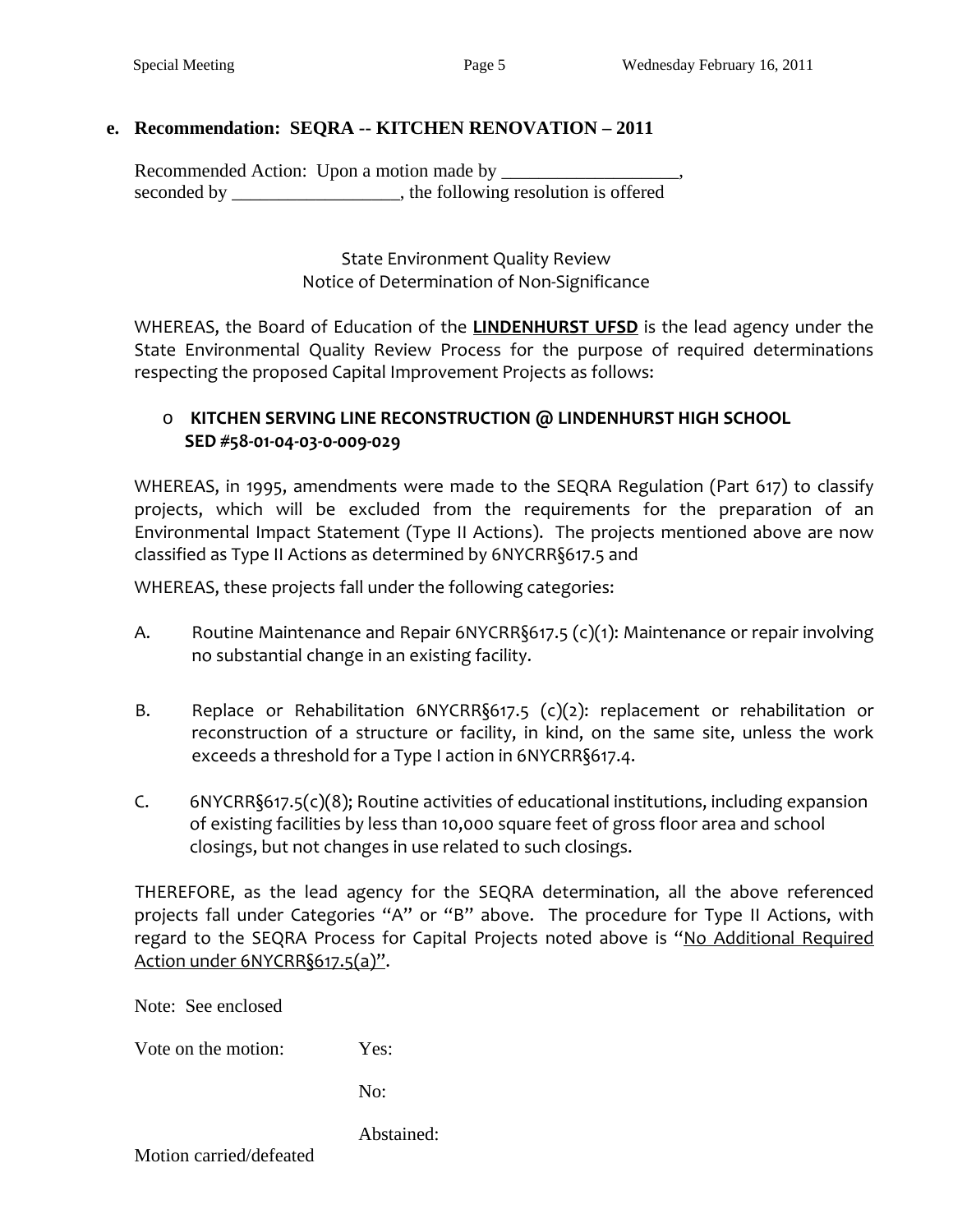**e. Recommendation: SEQRA -- KITCHEN RENOVATION – 2011**

Recommended Action: Upon a motion made by ___________________, seconded by __________________, the following resolution is offered

State Environment Quality Review
Notice of Determination of Non-Significance

WHEREAS, the Board of Education of the **LINDENHURST UFSD** is the lead agency under the State Environmental Quality Review Process for the purpose of required determinations respecting the proposed Capital Improvement Projects as follows:

- **KITCHEN SERVING LINE RECONSTRUCTION @ LINDENHURST HIGH SCHOOL SED #58-01-04-03-0-009-029**

WHEREAS, in 1995, amendments were made to the SEQRA Regulation (Part 617) to classify projects, which will be excluded from the requirements for the preparation of an Environmental Impact Statement (Type II Actions). The projects mentioned above are now classified as Type II Actions as determined by 6NYCRR§617.5 and

WHEREAS, these projects fall under the following categories:

A. Routine Maintenance and Repair 6NYCRR§617.5 (c)(1): Maintenance or repair involving no substantial change in an existing facility.

B. Replace or Rehabilitation 6NYCRR§617.5 (c)(2): replacement or rehabilitation or reconstruction of a structure or facility, in kind, on the same site, unless the work exceeds a threshold for a Type I action in 6NYCRR§617.4.

C. 6NYCRR§617.5(c)(8); Routine activities of educational institutions, including expansion of existing facilities by less than 10,000 square feet of gross floor area and school closings, but not changes in use related to such closings.

THEREFORE, as the lead agency for the SEQRA determination, all the above referenced projects fall under Categories "A" or "B" above. The procedure for Type II Actions, with regard to the SEQRA Process for Capital Projects noted above is "No Additional Required Action under 6NYCRR§617.5(a)".

Note: See enclosed

Vote on the motion: Yes:

No:

Abstained:

Motion carried/defeated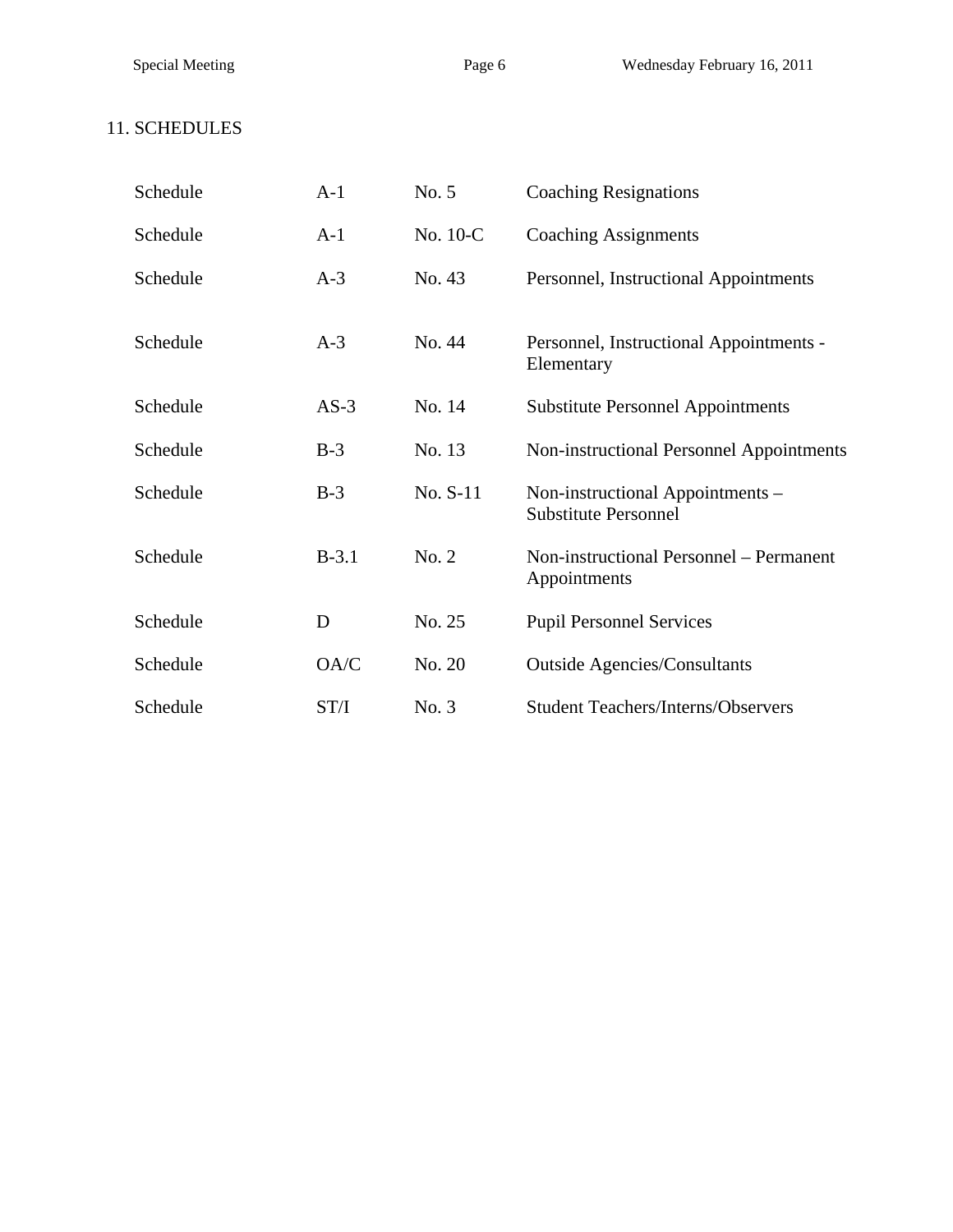## 11. SCHEDULES

| | | | |
|---|---|---|---|
| Schedule | A-1 | No. 5 | Coaching Resignations |
| Schedule | A-1 | No. 10-C | Coaching Assignments |
| Schedule | A-3 | No. 43 | Personnel, Instructional Appointments |
| Schedule | A-3 | No. 44 | Personnel, Instructional Appointments - Elementary |
| Schedule | AS-3 | No. 14 | Substitute Personnel Appointments |
| Schedule | B-3 | No. 13 | Non-instructional Personnel Appointments |
| Schedule | B-3 | No. S-11 | Non-instructional Appointments – Substitute Personnel |
| Schedule | B-3.1 | No. 2 | Non-instructional Personnel – Permanent Appointments |
| Schedule | D | No. 25 | Pupil Personnel Services |
| Schedule | OA/C | No. 20 | Outside Agencies/Consultants |
| Schedule | ST/I | No. 3 | Student Teachers/Interns/Observers |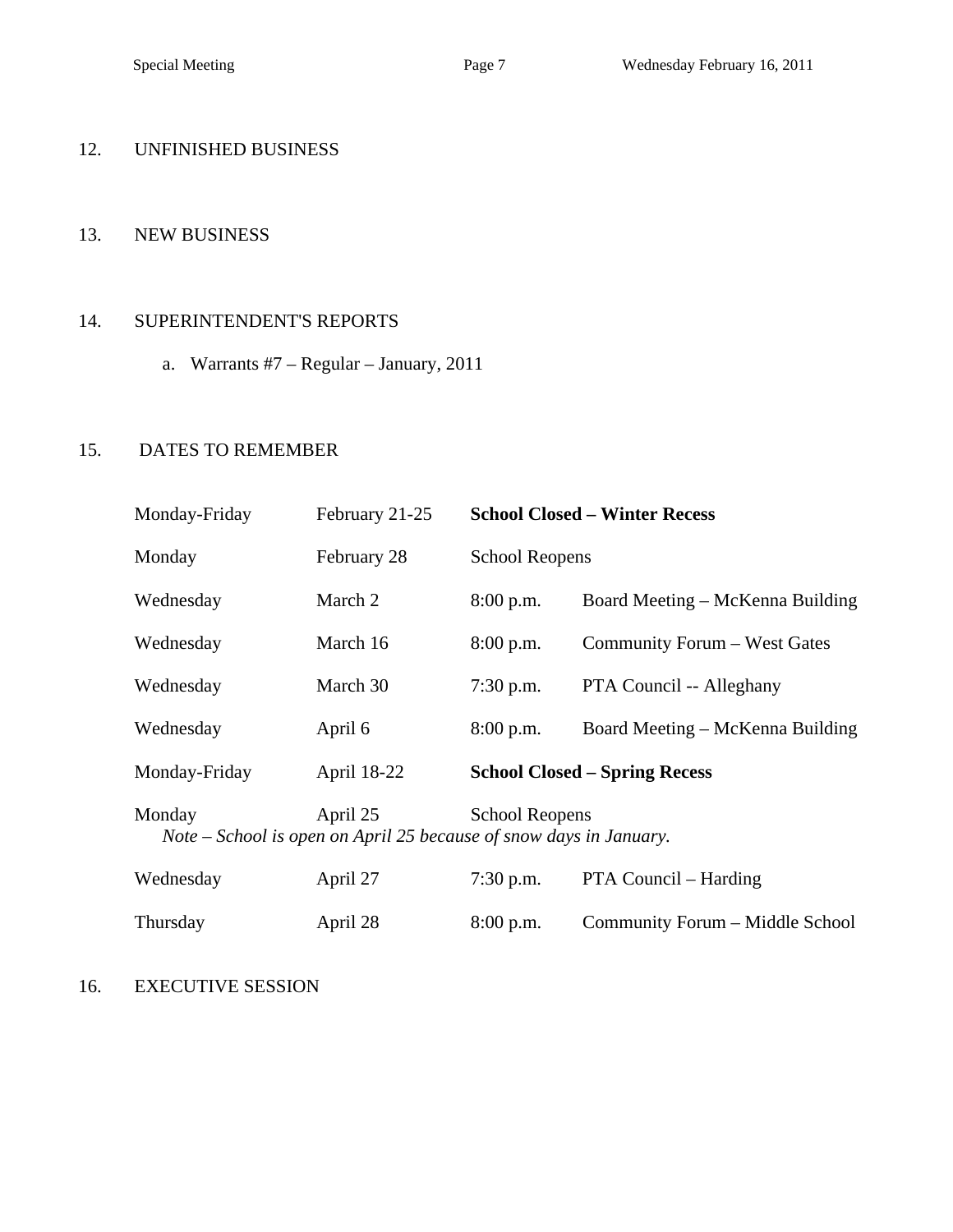12. UNFINISHED BUSINESS

13. NEW BUSINESS

14. SUPERINTENDENT'S REPORTS

a. Warrants #7 – Regular – January, 2011

15. DATES TO REMEMBER

| | | | |
|---|---|---|---|
| Monday-Friday | February 21-25 | **School Closed – Winter Recess** | |
| Monday | February 28 | School Reopens | |
| Wednesday | March 2 | 8:00 p.m. | Board Meeting – McKenna Building |
| Wednesday | March 16 | 8:00 p.m. | Community Forum – West Gates |
| Wednesday | March 30 | 7:30 p.m. | PTA Council -- Alleghany |
| Wednesday | April 6 | 8:00 p.m. | Board Meeting – McKenna Building |
| Monday-Friday | April 18-22 | **School Closed – Spring Recess** | |
| Monday | April 25 | School Reopens | |
| | *Note – School is open on April 25 because of snow days in January.* | | |
| Wednesday | April 27 | 7:30 p.m. | PTA Council – Harding |
| Thursday | April 28 | 8:00 p.m. | Community Forum – Middle School |

16. EXECUTIVE SESSION